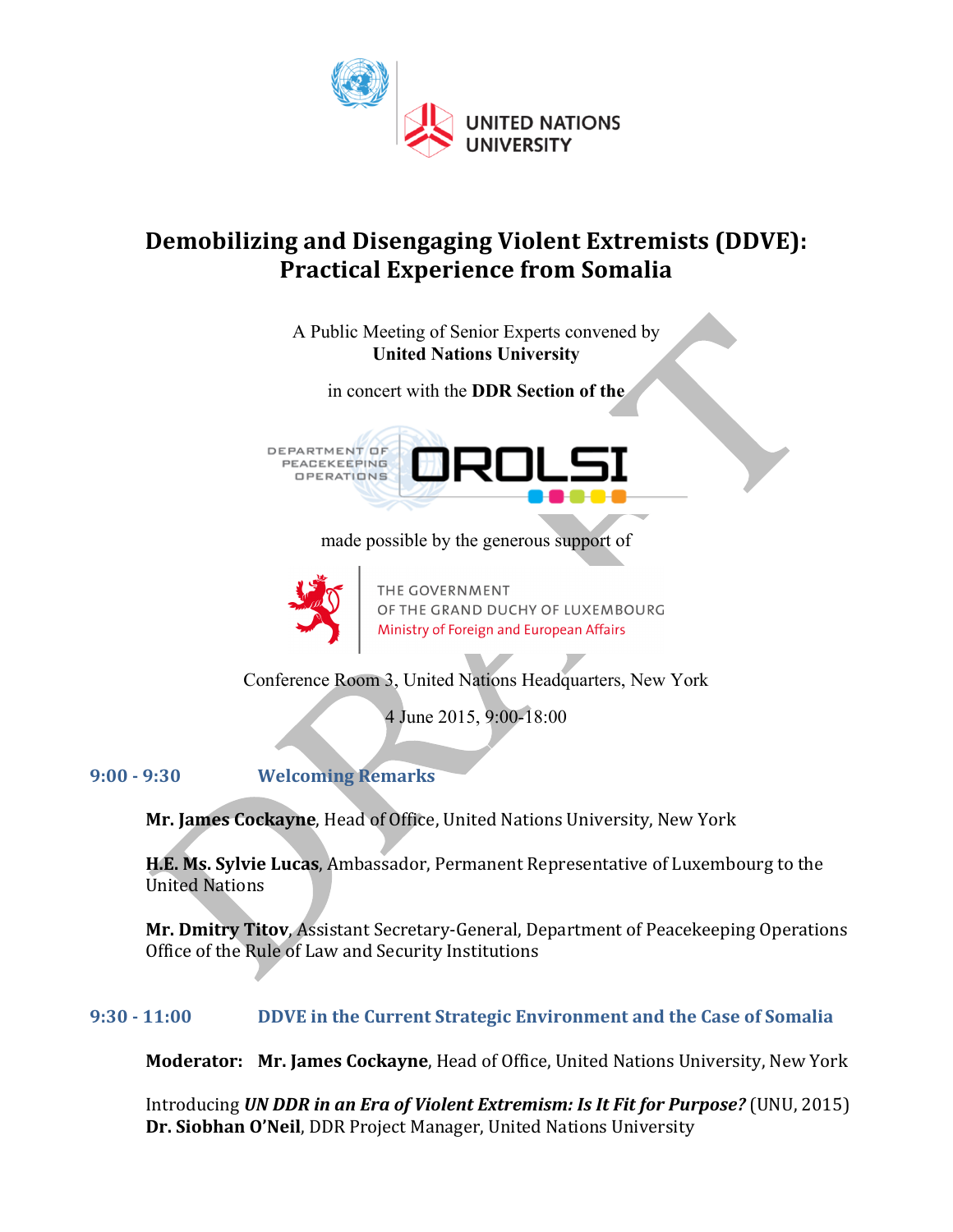UNITED NATIONS UNIVERSITY

# Demobilizing and Disengaging Violent Extremists (DDVE): Practical Experience from Somalia

A Public Meeting of Senior Experts convened by **United Nations University**

in concert with the **DDR Section of the**

DEPARTMENT OF PEACEKEEPING OPERATIONS OROLSI

made possible by the generous support of

THE GOVERNMENT OF THE GRAND DUCHY OF LUXEMBOURG
Ministry of Foreign and European Affairs

Conference Room 3, United Nations Headquarters, New York

4 June 2015, 9:00-18:00

## 9:00 - 9:30 Welcoming Remarks

**Mr. James Cockayne**, Head of Office, United Nations University, New York

**H.E. Ms. Sylvie Lucas**, Ambassador, Permanent Representative of Luxembourg to the United Nations

**Mr. Dmitry Titov**, Assistant Secretary-General, Department of Peacekeeping Operations Office of the Rule of Law and Security Institutions

## 9:30 - 11:00 DDVE in the Current Strategic Environment and the Case of Somalia

**Moderator: Mr. James Cockayne**, Head of Office, United Nations University, New York

Introducing ***UN DDR in an Era of Violent Extremism: Is It Fit for Purpose?*** (UNU, 2015)
**Dr. Siobhan O'Neil**, DDR Project Manager, United Nations University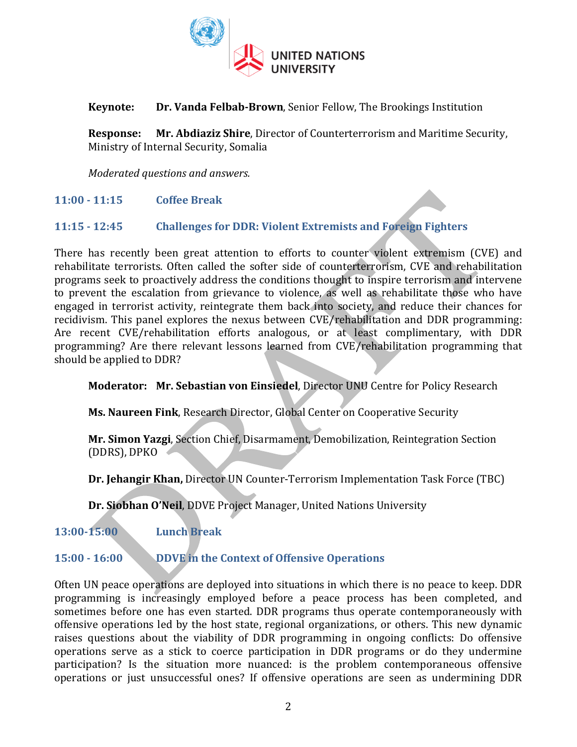**Keynote:** **Dr. Vanda Felbab-Brown**, Senior Fellow, The Brookings Institution

**Response:** **Mr. Abdiaziz Shire**, Director of Counterterrorism and Maritime Security, Ministry of Internal Security, Somalia

*Moderated questions and answers.*

**11:00 - 11:15 Coffee Break**

**11:15 - 12:45 Challenges for DDR: Violent Extremists and Foreign Fighters**

There has recently been great attention to efforts to counter violent extremism (CVE) and rehabilitate terrorists. Often called the softer side of counterterrorism, CVE and rehabilitation programs seek to proactively address the conditions thought to inspire terrorism and intervene to prevent the escalation from grievance to violence, as well as rehabilitate those who have engaged in terrorist activity, reintegrate them back into society, and reduce their chances for recidivism. This panel explores the nexus between CVE/rehabilitation and DDR programming: Are recent CVE/rehabilitation efforts analogous, or at least complimentary, with DDR programming? Are there relevant lessons learned from CVE/rehabilitation programming that should be applied to DDR?

**Moderator:** **Mr. Sebastian von Einsiedel**, Director UNU Centre for Policy Research

**Ms. Naureen Fink**, Research Director, Global Center on Cooperative Security

**Mr. Simon Yazgi**, Section Chief, Disarmament, Demobilization, Reintegration Section (DDRS), DPKO

**Dr. Jehangir Khan,** Director UN Counter-Terrorism Implementation Task Force (TBC)

**Dr. Siobhan O'Neil**, DDVE Project Manager, United Nations University

**13:00-15:00 Lunch Break**

**15:00 - 16:00 DDVE in the Context of Offensive Operations**

Often UN peace operations are deployed into situations in which there is no peace to keep. DDR programming is increasingly employed before a peace process has been completed, and sometimes before one has even started. DDR programs thus operate contemporaneously with offensive operations led by the host state, regional organizations, or others. This new dynamic raises questions about the viability of DDR programming in ongoing conflicts: Do offensive operations serve as a stick to coerce participation in DDR programs or do they undermine participation? Is the situation more nuanced: is the problem contemporaneous offensive operations or just unsuccessful ones? If offensive operations are seen as undermining DDR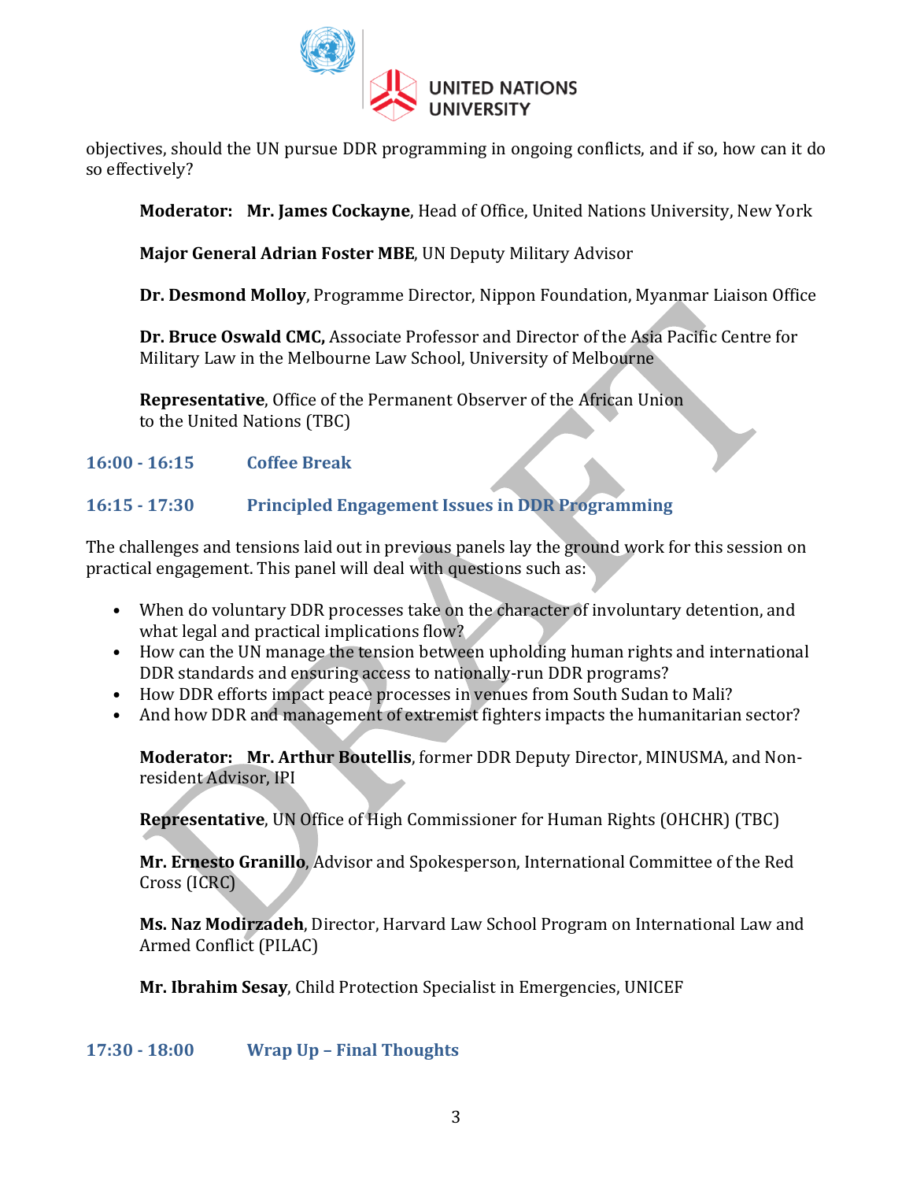objectives, should the UN pursue DDR programming in ongoing conflicts, and if so, how can it do so effectively?

**Moderator:** **Mr. James Cockayne**, Head of Office, United Nations University, New York

**Major General Adrian Foster MBE**, UN Deputy Military Advisor

**Dr. Desmond Molloy**, Programme Director, Nippon Foundation, Myanmar Liaison Office

**Dr. Bruce Oswald CMC,** Associate Professor and Director of the Asia Pacific Centre for Military Law in the Melbourne Law School, University of Melbourne

**Representative**, Office of the Permanent Observer of the African Union to the United Nations (TBC)

### 16:00 - 16:15 Coffee Break

### 16:15 - 17:30 Principled Engagement Issues in DDR Programming

The challenges and tensions laid out in previous panels lay the ground work for this session on practical engagement. This panel will deal with questions such as:

- When do voluntary DDR processes take on the character of involuntary detention, and what legal and practical implications flow?
- How can the UN manage the tension between upholding human rights and international DDR standards and ensuring access to nationally-run DDR programs?
- How DDR efforts impact peace processes in venues from South Sudan to Mali?
- And how DDR and management of extremist fighters impacts the humanitarian sector?

**Moderator:** **Mr. Arthur Boutellis**, former DDR Deputy Director, MINUSMA, and Non-resident Advisor, IPI

**Representative**, UN Office of High Commissioner for Human Rights (OHCHR) (TBC)

**Mr. Ernesto Granillo**, Advisor and Spokesperson, International Committee of the Red Cross (ICRC)

**Ms. Naz Modirzadeh**, Director, Harvard Law School Program on International Law and Armed Conflict (PILAC)

**Mr. Ibrahim Sesay**, Child Protection Specialist in Emergencies, UNICEF

### 17:30 - 18:00 Wrap Up – Final Thoughts